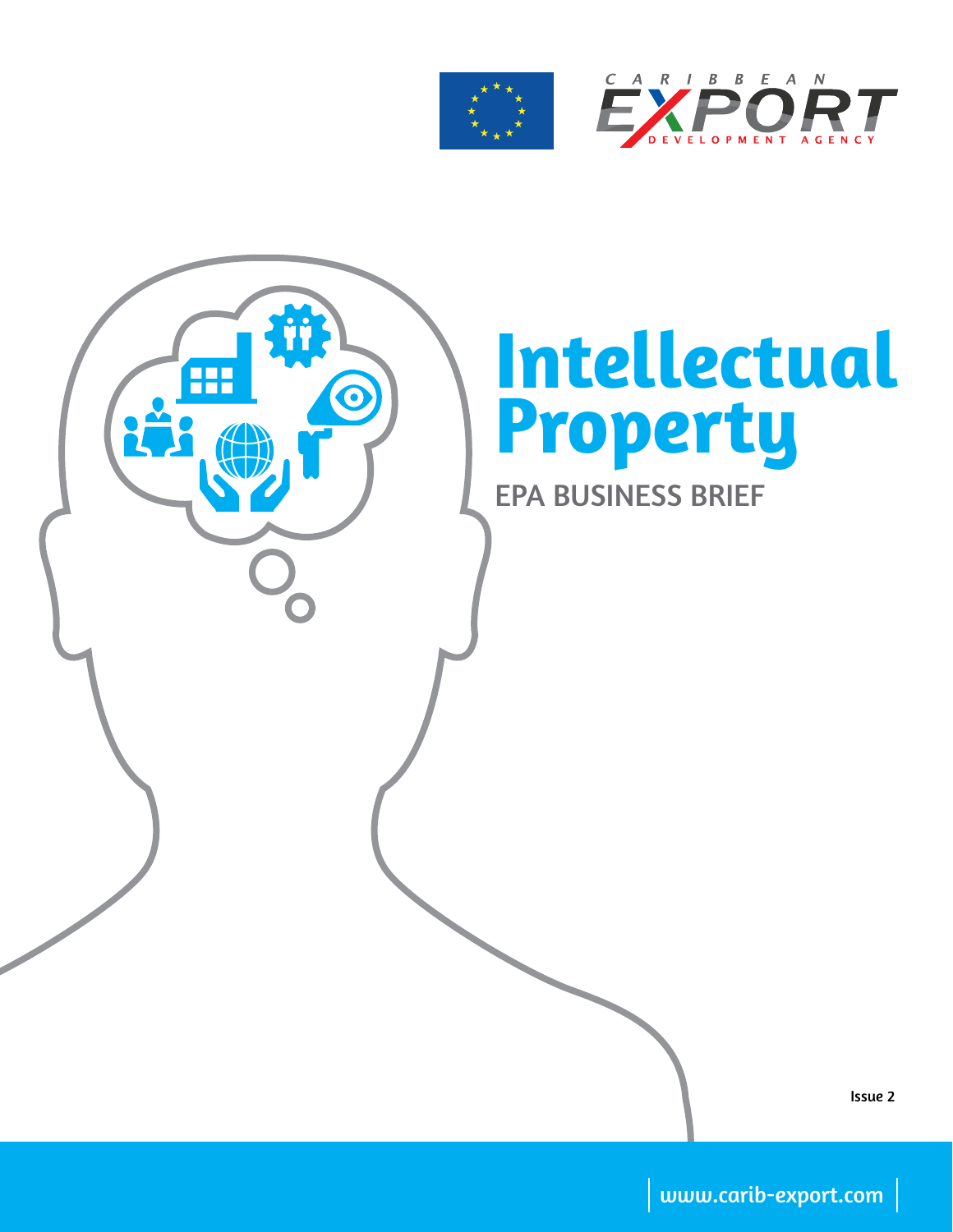CARIBBEAN EXPORT DEVELOPMENT AGENCY

# Intellectual Property

## EPA BUSINESS BRIEF

Issue 2

www.carib-export.com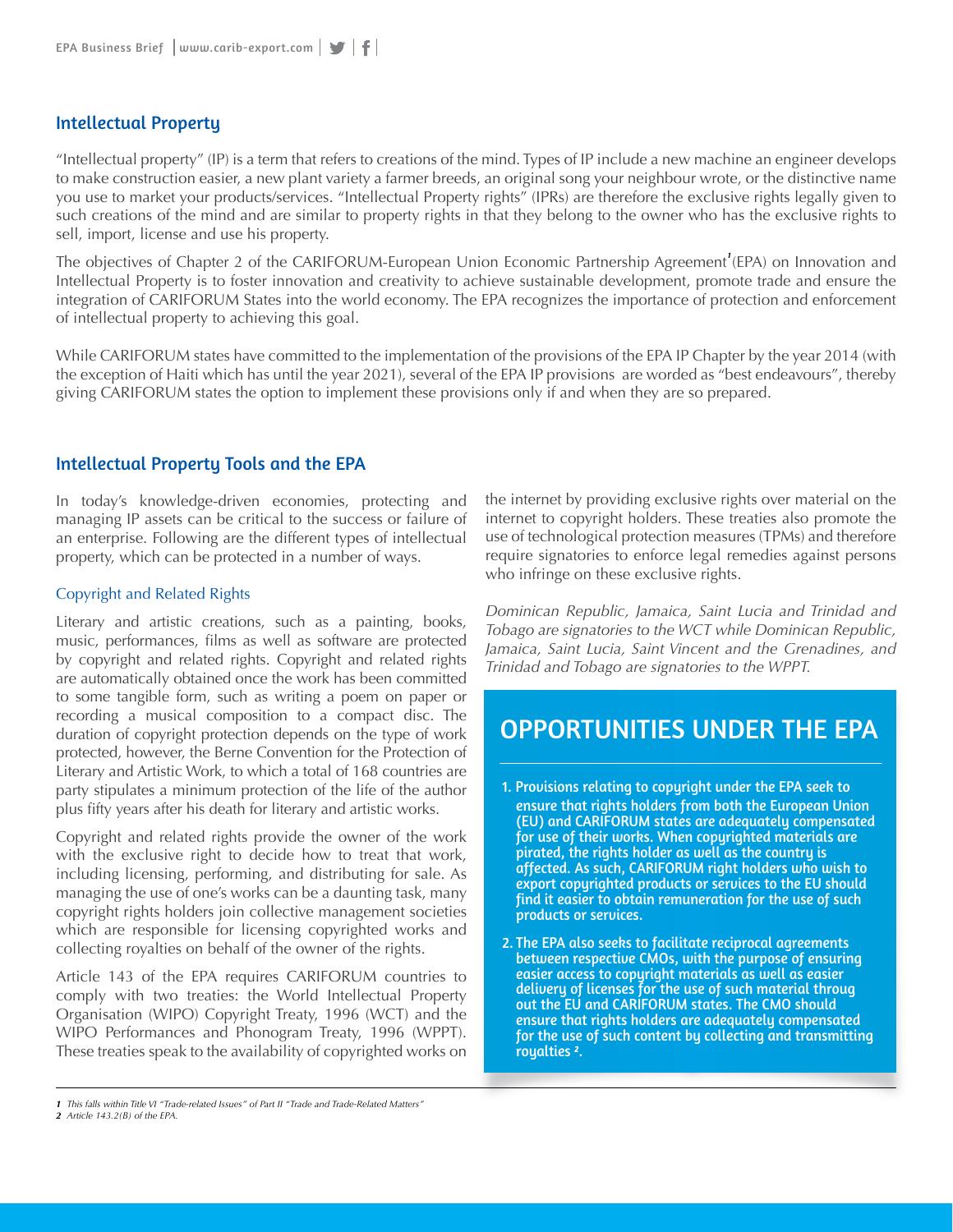## Intellectual Property

"Intellectual property" (IP) is a term that refers to creations of the mind. Types of IP include a new machine an engineer develops to make construction easier, a new plant variety a farmer breeds, an original song your neighbour wrote, or the distinctive name you use to market your products/services. "Intellectual Property rights" (IPRs) are therefore the exclusive rights legally given to such creations of the mind and are similar to property rights in that they belong to the owner who has the exclusive rights to sell, import, license and use his property.

The objectives of Chapter 2 of the CARIFORUM-European Union Economic Partnership Agreement[1](EPA) on Innovation and Intellectual Property is to foster innovation and creativity to achieve sustainable development, promote trade and ensure the integration of CARIFORUM States into the world economy. The EPA recognizes the importance of protection and enforcement of intellectual property to achieving this goal.

While CARIFORUM states have committed to the implementation of the provisions of the EPA IP Chapter by the year 2014 (with the exception of Haiti which has until the year 2021), several of the EPA IP provisions are worded as "best endeavours", thereby giving CARIFORUM states the option to implement these provisions only if and when they are so prepared.

## Intellectual Property Tools and the EPA

In today's knowledge-driven economies, protecting and managing IP assets can be critical to the success or failure of an enterprise. Following are the different types of intellectual property, which can be protected in a number of ways.

### Copyright and Related Rights

Literary and artistic creations, such as a painting, books, music, performances, films as well as software are protected by copyright and related rights. Copyright and related rights are automatically obtained once the work has been committed to some tangible form, such as writing a poem on paper or recording a musical composition to a compact disc. The duration of copyright protection depends on the type of work protected, however, the Berne Convention for the Protection of Literary and Artistic Work, to which a total of 168 countries are party stipulates a minimum protection of the life of the author plus fifty years after his death for literary and artistic works.

Copyright and related rights provide the owner of the work with the exclusive right to decide how to treat that work, including licensing, performing, and distributing for sale. As managing the use of one's works can be a daunting task, many copyright rights holders join collective management societies which are responsible for licensing copyrighted works and collecting royalties on behalf of the owner of the rights.

Article 143 of the EPA requires CARIFORUM countries to comply with two treaties: the World Intellectual Property Organisation (WIPO) Copyright Treaty, 1996 (WCT) and the WIPO Performances and Phonogram Treaty, 1996 (WPPT). These treaties speak to the availability of copyrighted works on the internet by providing exclusive rights over material on the internet to copyright holders. These treaties also promote the use of technological protection measures (TPMs) and therefore require signatories to enforce legal remedies against persons who infringe on these exclusive rights.

*Dominican Republic, Jamaica, Saint Lucia and Trinidad and Tobago are signatories to the WCT while Dominican Republic, Jamaica, Saint Lucia, Saint Vincent and the Grenadines, and Trinidad and Tobago are signatories to the WPPT.*

## OPPORTUNITIES UNDER THE EPA

1. **Provisions relating to copyright under the EPA seek to ensure that rights holders from both the European Union (EU) and CARIFORUM states are adequately compensated for use of their works. When copyrighted materials are pirated, the rights holder as well as the country is affected. As such, CARIFORUM right holders who wish to export copyrighted products or services to the EU should find it easier to obtain remuneration for the use of such products or services.**
2. **The EPA also seeks to facilitate reciprocal agreements between respective CMOs, with the purpose of ensuring easier access to copyright materials as well as easier delivery of licenses for the use of such material throug out the EU and CARIFORUM states. The CMO should ensure that rights holders are adequately compensated for the use of such content by collecting and transmitting royalties [2].**

---

*1 This falls within Title VI "Trade-related Issues" of Part II "Trade and Trade-Related Matters"*
*2 Article 143.2(B) of the EPA.*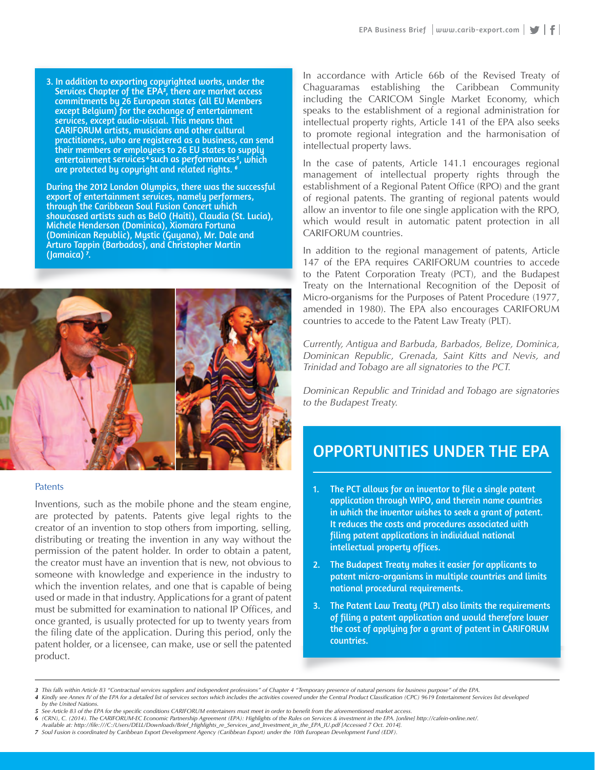3. In addition to exporting copyrighted works, under the Services Chapter of the EPA[3], there are market access commitments by 26 European states (all EU Members except Belgium) for the exchange of entertainment services, except audio-visual. This means that CARIFORUM artists, musicians and other cultural practitioners, who are registered as a business, can send their members or employees to 26 EU states to supply entertainment services[4] such as performances[5], which are protected by copyright and related rights.[6]

During the 2012 London Olympics, there was the successful export of entertainment services, namely performers, through the Caribbean Soul Fusion Concert which showcased artists such as BelO (Haiti), Claudia (St. Lucia), Michele Henderson (Dominica), Xiomara Fortuna (Dominican Republic), Mystic (Guyana), Mr. Dale and Arturo Tappin (Barbados), and Christopher Martin (Jamaica)[7].

### Patents

Inventions, such as the mobile phone and the steam engine, are protected by patents. Patents give legal rights to the creator of an invention to stop others from importing, selling, distributing or treating the invention in any way without the permission of the patent holder. In order to obtain a patent, the creator must have an invention that is new, not obvious to someone with knowledge and experience in the industry to which the invention relates, and one that is capable of being used or made in that industry. Applications for a grant of patent must be submitted for examination to national IP Offices, and once granted, is usually protected for up to twenty years from the filing date of the application. During this period, only the patent holder, or a licensee, can make, use or sell the patented product.

In accordance with Article 66b of the Revised Treaty of Chaguaramas establishing the Caribbean Community including the CARICOM Single Market Economy, which speaks to the establishment of a regional administration for intellectual property rights, Article 141 of the EPA also seeks to promote regional integration and the harmonisation of intellectual property laws.

In the case of patents, Article 141.1 encourages regional management of intellectual property rights through the establishment of a Regional Patent Office (RPO) and the grant of regional patents. The granting of regional patents would allow an inventor to file one single application with the RPO, which would result in automatic patent protection in all CARIFORUM countries.

In addition to the regional management of patents, Article 147 of the EPA requires CARIFORUM countries to accede to the Patent Corporation Treaty (PCT), and the Budapest Treaty on the International Recognition of the Deposit of Micro-organisms for the Purposes of Patent Procedure (1977, amended in 1980). The EPA also encourages CARIFORUM countries to accede to the Patent Law Treaty (PLT).

*Currently, Antigua and Barbuda, Barbados, Belize, Dominica, Dominican Republic, Grenada, Saint Kitts and Nevis, and Trinidad and Tobago are all signatories to the PCT.*

*Dominican Republic and Trinidad and Tobago are signatories to the Budapest Treaty.*

## OPPORTUNITIES UNDER THE EPA

1. **The PCT allows for an inventor to file a single patent application through WIPO, and therein name countries in which the inventor wishes to seek a grant of patent. It reduces the costs and procedures associated with filing patent applications in individual national intellectual property offices.**
2. **The Budapest Treaty makes it easier for applicants to patent micro-organisms in multiple countries and limits national procedural requirements.**
3. **The Patent Law Treaty (PLT) also limits the requirements of filing a patent application and would therefore lower the cost of applying for a grant of patent in CARIFORUM countries.**

---

[3] This falls within Article 83 "Contractual services suppliers and independent professions" of Chapter 4 "Temporary presence of natural persons for business purpose" of the EPA.
[4] Kindly see Annex IV of the EPA for a detailed list of services sectors which includes the activities covered under the Central Product Classification (CPC) 9619 Entertainment Services list developed by the United Nations.
[5] See Article 83 of the EPA for the specific conditions CARIFORUM entertainers must meet in order to benefit from the aforementioned market access.
[6] (CRN), C. (2014). The CARIFORUM-EC Economic Partnership Agreement (EPA): Highlights of the Rules on Services & investment in the EPA. [online] http://cafein-online.net/. Available at: http://file:///C:/Users/DELL/Downloads/Brief_Highlights_re_Services_and_Investment_in_the_EPA_IU.pdf [Accessed 7 Oct. 2014].
[7] Soul Fusion is coordinated by Caribbean Export Development Agency (Caribbean Export) under the 10th European Development Fund (EDF).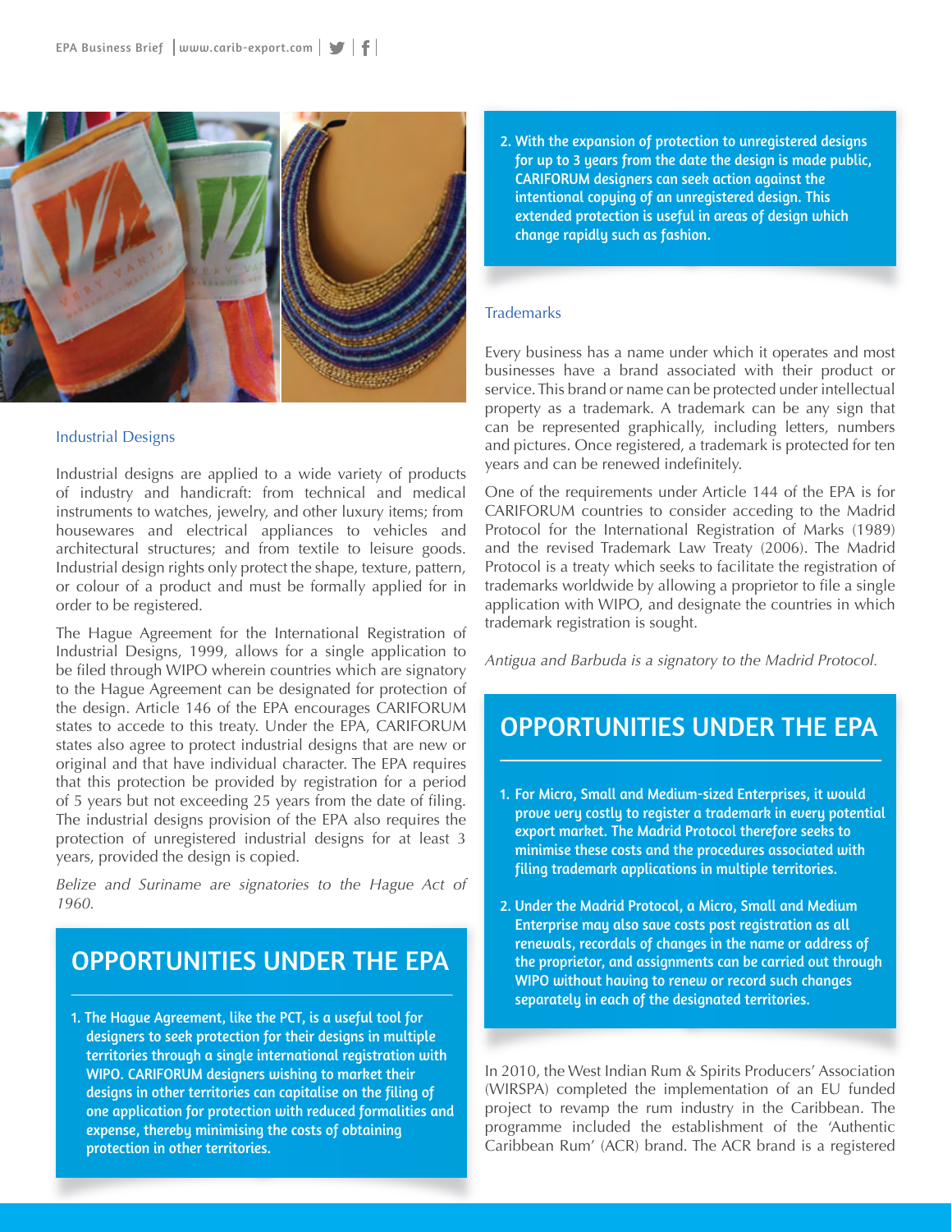### Industrial Designs

Industrial designs are applied to a wide variety of products of industry and handicraft: from technical and medical instruments to watches, jewelry, and other luxury items; from housewares and electrical appliances to vehicles and architectural structures; and from textile to leisure goods. Industrial design rights only protect the shape, texture, pattern, or colour of a product and must be formally applied for in order to be registered.

The Hague Agreement for the International Registration of Industrial Designs, 1999, allows for a single application to be filed through WIPO wherein countries which are signatory to the Hague Agreement can be designated for protection of the design. Article 146 of the EPA encourages CARIFORUM states to accede to this treaty. Under the EPA, CARIFORUM states also agree to protect industrial designs that are new or original and that have individual character. The EPA requires that this protection be provided by registration for a period of 5 years but not exceeding 25 years from the date of filing. The industrial designs provision of the EPA also requires the protection of unregistered industrial designs for at least 3 years, provided the design is copied.

*Belize and Suriname are signatories to the Hague Act of 1960.*

## OPPORTUNITIES UNDER THE EPA

1. **The Hague Agreement, like the PCT, is a useful tool for designers to seek protection for their designs in multiple territories through a single international registration with WIPO. CARIFORUM designers wishing to market their designs in other territories can capitalise on the filing of one application for protection with reduced formalities and expense, thereby minimising the costs of obtaining protection in other territories.**
2. **With the expansion of protection to unregistered designs for up to 3 years from the date the design is made public, CARIFORUM designers can seek action against the intentional copying of an unregistered design. This extended protection is useful in areas of design which change rapidly such as fashion.**

### Trademarks

Every business has a name under which it operates and most businesses have a brand associated with their product or service. This brand or name can be protected under intellectual property as a trademark. A trademark can be any sign that can be represented graphically, including letters, numbers and pictures. Once registered, a trademark is protected for ten years and can be renewed indefinitely.

One of the requirements under Article 144 of the EPA is for CARIFORUM countries to consider acceding to the Madrid Protocol for the International Registration of Marks (1989) and the revised Trademark Law Treaty (2006). The Madrid Protocol is a treaty which seeks to facilitate the registration of trademarks worldwide by allowing a proprietor to file a single application with WIPO, and designate the countries in which trademark registration is sought.

*Antigua and Barbuda is a signatory to the Madrid Protocol.*

## OPPORTUNITIES UNDER THE EPA

1. **For Micro, Small and Medium-sized Enterprises, it would prove very costly to register a trademark in every potential export market. The Madrid Protocol therefore seeks to minimise these costs and the procedures associated with filing trademark applications in multiple territories.**
2. **Under the Madrid Protocol, a Micro, Small and Medium Enterprise may also save costs post registration as all renewals, recordals of changes in the name or address of the proprietor, and assignments can be carried out through WIPO without having to renew or record such changes separately in each of the designated territories.**

In 2010, the West Indian Rum & Spirits Producers' Association (WIRSPA) completed the implementation of an EU funded project to revamp the rum industry in the Caribbean. The programme included the establishment of the 'Authentic Caribbean Rum' (ACR) brand. The ACR brand is a registered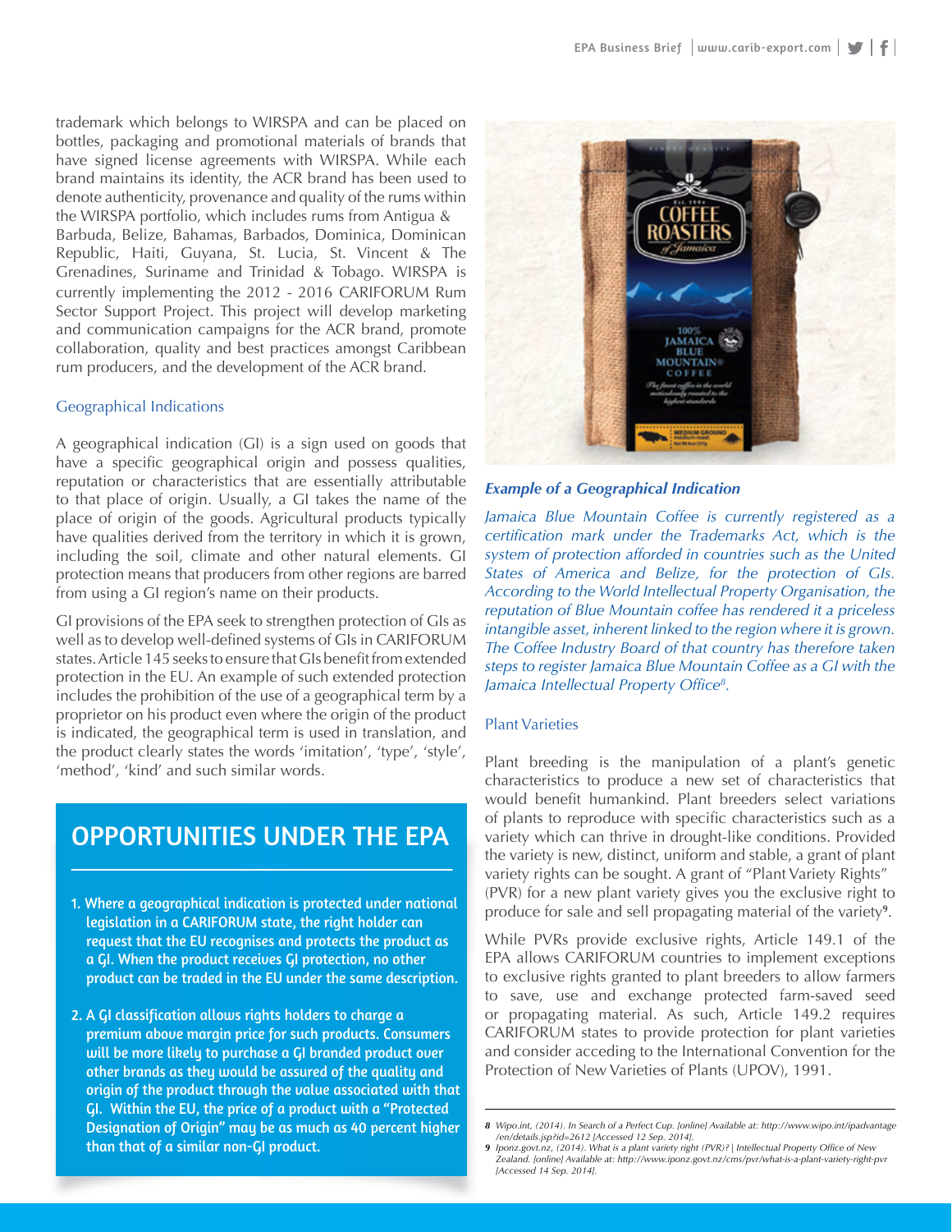trademark which belongs to WIRSPA and can be placed on bottles, packaging and promotional materials of brands that have signed license agreements with WIRSPA. While each brand maintains its identity, the ACR brand has been used to denote authenticity, provenance and quality of the rums within the WIRSPA portfolio, which includes rums from Antigua & Barbuda, Belize, Bahamas, Barbados, Dominica, Dominican Republic, Haiti, Guyana, St. Lucia, St. Vincent & The Grenadines, Suriname and Trinidad & Tobago. WIRSPA is currently implementing the 2012 - 2016 CARIFORUM Rum Sector Support Project. This project will develop marketing and communication campaigns for the ACR brand, promote collaboration, quality and best practices amongst Caribbean rum producers, and the development of the ACR brand.

### Geographical Indications

A geographical indication (GI) is a sign used on goods that have a specific geographical origin and possess qualities, reputation or characteristics that are essentially attributable to that place of origin. Usually, a GI takes the name of the place of origin of the goods. Agricultural products typically have qualities derived from the territory in which it is grown, including the soil, climate and other natural elements. GI protection means that producers from other regions are barred from using a GI region's name on their products.

GI provisions of the EPA seek to strengthen protection of GIs as well as to develop well-defined systems of GIs in CARIFORUM states. Article 145 seeks to ensure that GIs benefit from extended protection in the EU. An example of such extended protection includes the prohibition of the use of a geographical term by a proprietor on his product even where the origin of the product is indicated, the geographical term is used in translation, and the product clearly states the words 'imitation', 'type', 'style', 'method', 'kind' and such similar words.

## OPPORTUNITIES UNDER THE EPA

1. **Where a geographical indication is protected under national legislation in a CARIFORUM state, the right holder can request that the EU recognises and protects the product as a GI. When the product receives GI protection, no other product can be traded in the EU under the same description.**

2. **A GI classification allows rights holders to charge a premium above margin price for such products. Consumers will be more likely to purchase a GI branded product over other brands as they would be assured of the quality and origin of the product through the value associated with that GI. Within the EU, the price of a product with a "Protected Designation of Origin" may be as much as 40 percent higher than that of a similar non-GI product.**

***Example of a Geographical Indication***

*Jamaica Blue Mountain Coffee is currently registered as a certification mark under the Trademarks Act, which is the system of protection afforded in countries such as the United States of America and Belize, for the protection of GIs. According to the World Intellectual Property Organisation, the reputation of Blue Mountain coffee has rendered it a priceless intangible asset, inherent linked to the region where it is grown. The Coffee Industry Board of that country has therefore taken steps to register Jamaica Blue Mountain Coffee as a GI with the Jamaica Intellectual Property Office[8].*

### Plant Varieties

Plant breeding is the manipulation of a plant's genetic characteristics to produce a new set of characteristics that would benefit humankind. Plant breeders select variations of plants to reproduce with specific characteristics such as a variety which can thrive in drought-like conditions. Provided the variety is new, distinct, uniform and stable, a grant of plant variety rights can be sought. A grant of "Plant Variety Rights" (PVR) for a new plant variety gives you the exclusive right to produce for sale and sell propagating material of the variety[9].

While PVRs provide exclusive rights, Article 149.1 of the EPA allows CARIFORUM countries to implement exceptions to exclusive rights granted to plant breeders to allow farmers to save, use and exchange protected farm-saved seed or propagating material. As such, Article 149.2 requires CARIFORUM states to provide protection for plant varieties and consider acceding to the International Convention for the Protection of New Varieties of Plants (UPOV), 1991.

---

*8 Wipo.int, (2014). In Search of a Perfect Cup. [online] Available at: http://www.wipo.int/ipadvantage/en/details.jsp?id=2612 [Accessed 12 Sep. 2014].*

*9 Iponz.govt.nz, (2014). What is a plant variety right (PVR)? | Intellectual Property Office of New Zealand. [online] Available at: http://www.iponz.govt.nz/cms/pvr/what-is-a-plant-variety-right-pvr [Accessed 14 Sep. 2014].*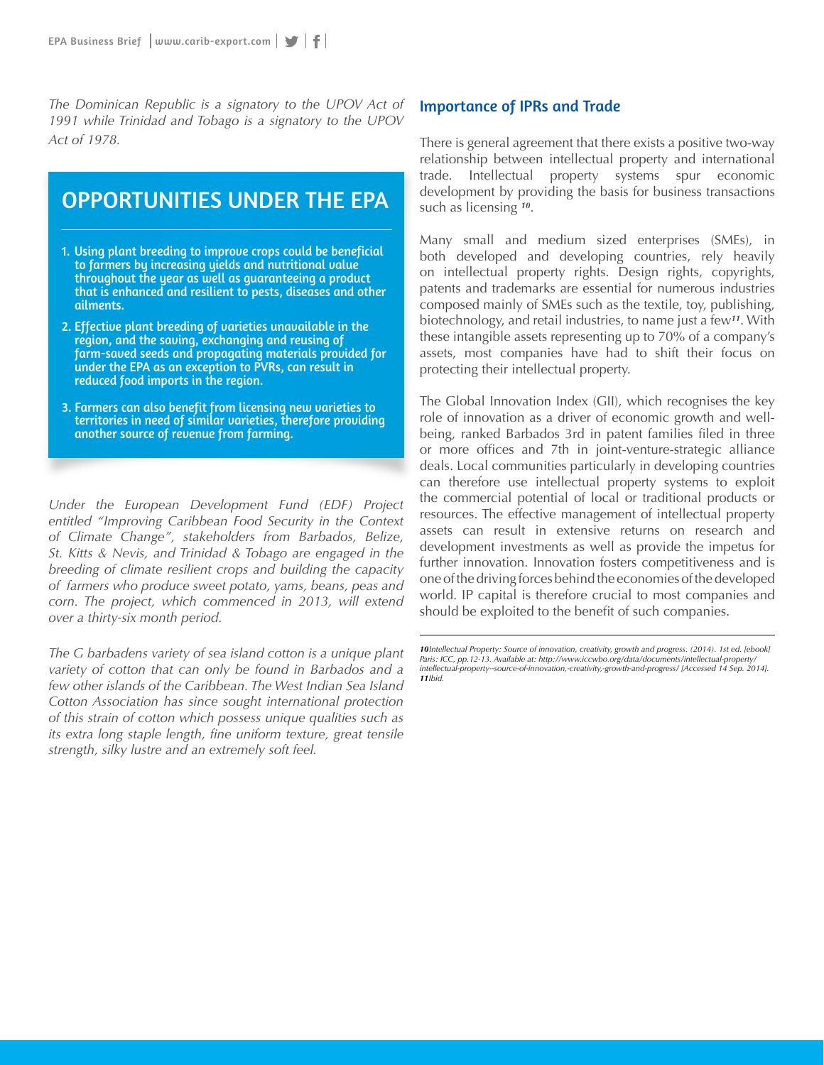*The Dominican Republic is a signatory to the UPOV Act of 1991 while Trinidad and Tobago is a signatory to the UPOV Act of 1978.*

## OPPORTUNITIES UNDER THE EPA

1. **Using plant breeding to improve crops could be beneficial to farmers by increasing yields and nutritional value throughout the year as well as guaranteeing a product that is enhanced and resilient to pests, diseases and other ailments.**
2. **Effective plant breeding of varieties unavailable in the region, and the saving, exchanging and reusing of farm-saved seeds and propagating materials provided for under the EPA as an exception to PVRs, can result in reduced food imports in the region.**
3. **Farmers can also benefit from licensing new varieties to territories in need of similar varieties, therefore providing another source of revenue from farming.**

*Under the European Development Fund (EDF) Project entitled "Improving Caribbean Food Security in the Context of Climate Change", stakeholders from Barbados, Belize, St. Kitts & Nevis, and Trinidad & Tobago are engaged in the breeding of climate resilient crops and building the capacity of farmers who produce sweet potato, yams, beans, peas and corn. The project, which commenced in 2013, will extend over a thirty-six month period.*

*The G barbadens variety of sea island cotton is a unique plant variety of cotton that can only be found in Barbados and a few other islands of the Caribbean. The West Indian Sea Island Cotton Association has since sought international protection of this strain of cotton which possess unique qualities such as its extra long staple length, fine uniform texture, great tensile strength, silky lustre and an extremely soft feel.*

## Importance of IPRs and Trade

There is general agreement that there exists a positive two-way relationship between intellectual property and international trade. Intellectual property systems spur economic development by providing the basis for business transactions such as licensing [10].

Many small and medium sized enterprises (SMEs), in both developed and developing countries, rely heavily on intellectual property rights. Design rights, copyrights, patents and trademarks are essential for numerous industries composed mainly of SMEs such as the textile, toy, publishing, biotechnology, and retail industries, to name just a few[11]. With these intangible assets representing up to 70% of a company's assets, most companies have had to shift their focus on protecting their intellectual property.

The Global Innovation Index (GII), which recognises the key role of innovation as a driver of economic growth and well-being, ranked Barbados 3rd in patent families filed in three or more offices and 7th in joint-venture-strategic alliance deals. Local communities particularly in developing countries can therefore use intellectual property systems to exploit the commercial potential of local or traditional products or resources. The effective management of intellectual property assets can result in extensive returns on research and development investments as well as provide the impetus for further innovation. Innovation fosters competitiveness and is one of the driving forces behind the economies of the developed world. IP capital is therefore crucial to most companies and should be exploited to the benefit of such companies.

---

*[10] Intellectual Property: Source of innovation, creativity, growth and progress. (2014). 1st ed. [ebook] Paris: ICC, pp.12-13. Available at: http://www.iccwbo.org/data/documents/intellectual-property/intellectual-property--source-of-innovation,-creativity,-growth-and-progress/ [Accessed 14 Sep. 2014].*
*[11] Ibid.*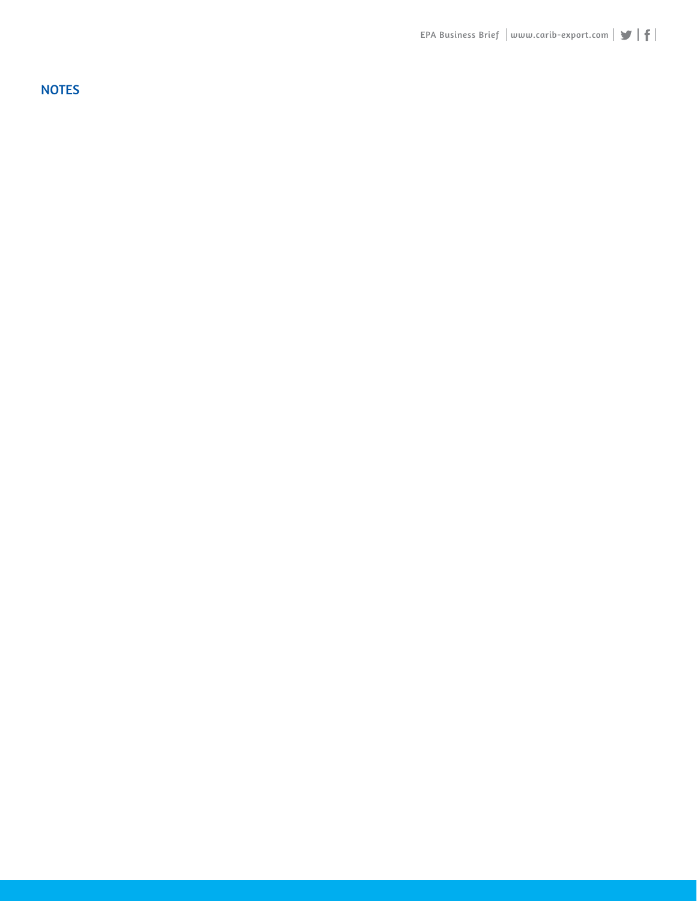## NOTES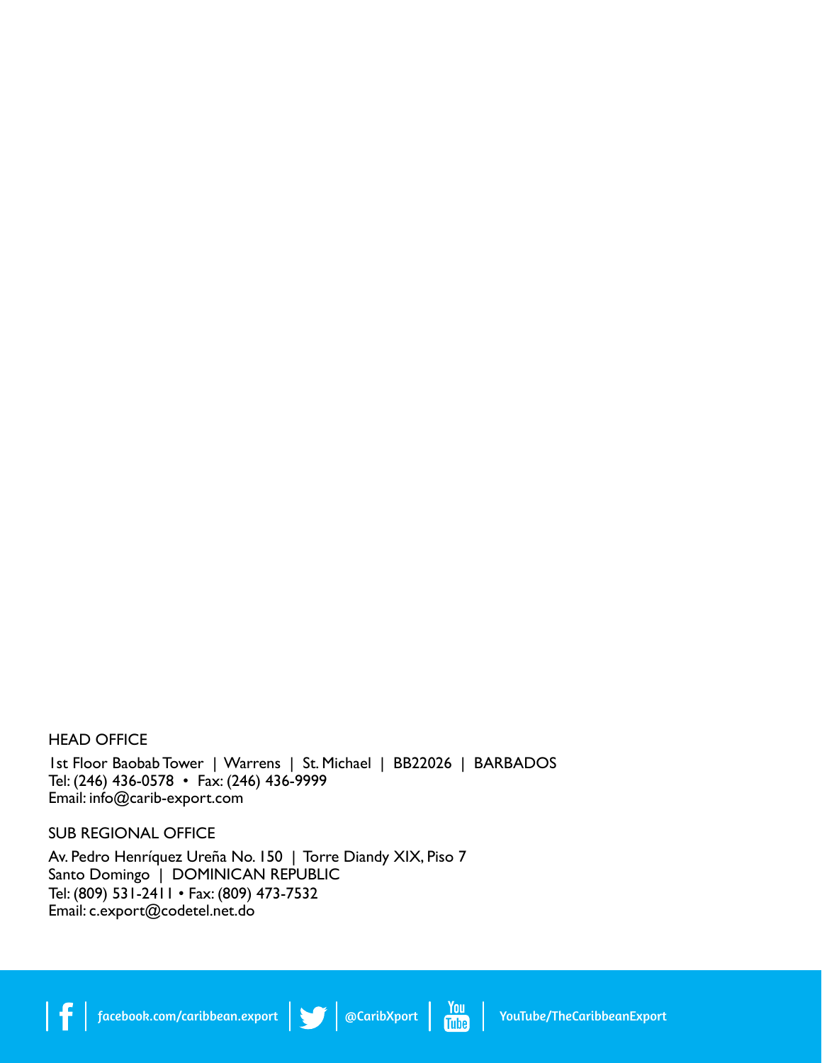HEAD OFFICE

1st Floor Baobab Tower | Warrens | St. Michael | BB22026 | BARBADOS
Tel: (246) 436-0578 • Fax: (246) 436-9999
Email: info@carib-export.com

SUB REGIONAL OFFICE

Av. Pedro Henríquez Ureña No. 150 | Torre Diandy XIX, Piso 7
Santo Domingo | DOMINICAN REPUBLIC
Tel: (809) 531-2411 • Fax: (809) 473-7532
Email: c.export@codetel.net.do

facebook.com/caribbean.export | @CaribXport | YouTube/TheCaribbeanExport